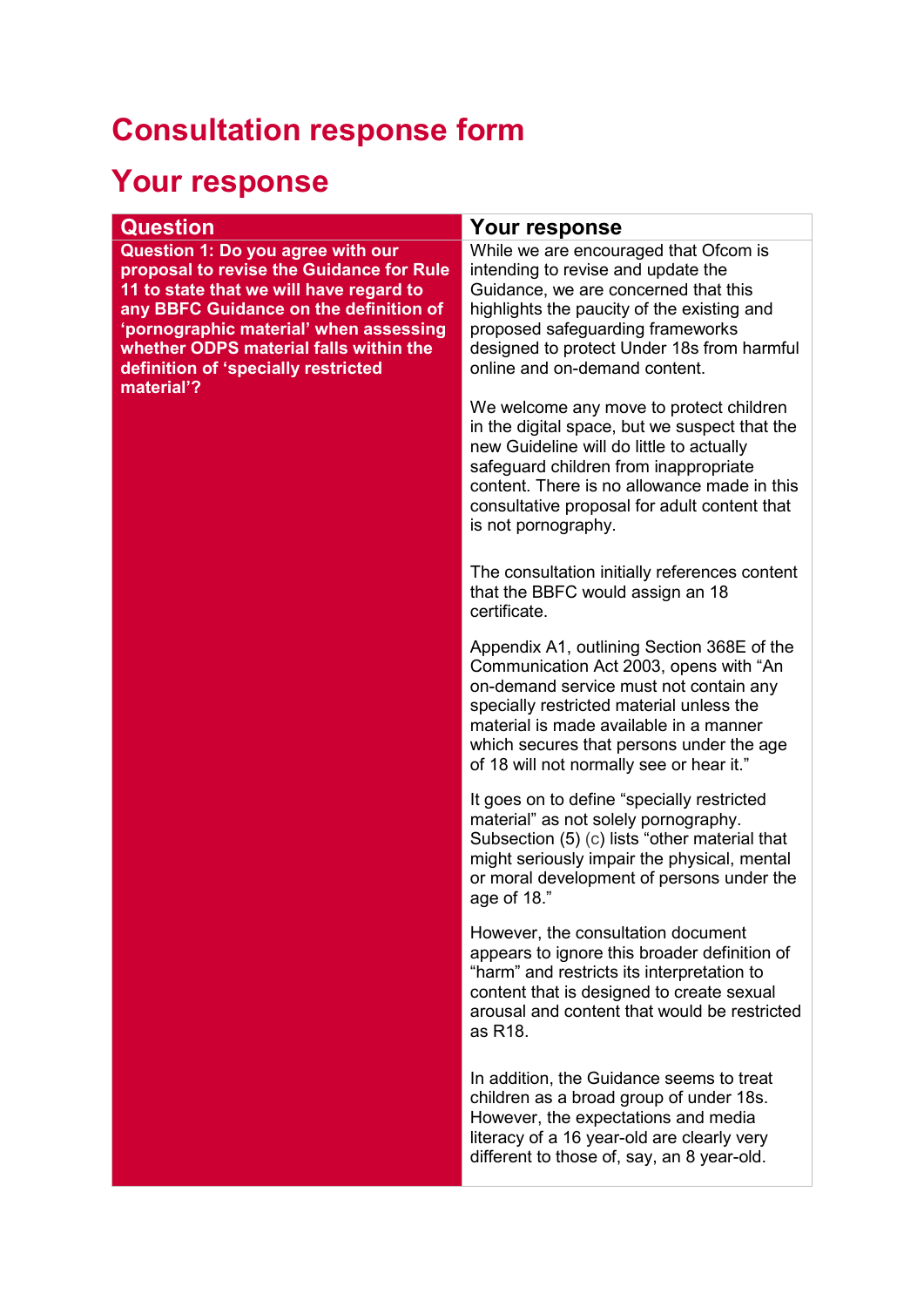# Consultation response form

## Your response

| Question | Your response |
|---|---|
| **Question 1: Do you agree with our proposal to revise the Guidance for Rule 11 to state that we will have regard to any BBFC Guidance on the definition of 'pornographic material' when assessing whether ODPS material falls within the definition of 'specially restricted material'?** | While we are encouraged that Ofcom is intending to revise and update the Guidance, we are concerned that this highlights the paucity of the existing and proposed safeguarding frameworks designed to protect Under 18s from harmful online and on-demand content.<br><br>We welcome any move to protect children in the digital space, but we suspect that the new Guideline will do little to actually safeguard children from inappropriate content. There is no allowance made in this consultative proposal for adult content that is not pornography.<br><br>The consultation initially references content that the BBFC would assign an 18 certificate.<br><br>Appendix A1, outlining Section 368E of the Communication Act 2003, opens with "An on-demand service must not contain any specially restricted material unless the material is made available in a manner which secures that persons under the age of 18 will not normally see or hear it."<br><br>It goes on to define "specially restricted material" as not solely pornography. Subsection (5) (c) lists "other material that might seriously impair the physical, mental or moral development of persons under the age of 18."<br><br>However, the consultation document appears to ignore this broader definition of "harm" and restricts its interpretation to content that is designed to create sexual arousal and content that would be restricted as R18.<br><br>In addition, the Guidance seems to treat children as a broad group of under 18s. However, the expectations and media literacy of a 16 year-old are clearly very different to those of, say, an 8 year-old. |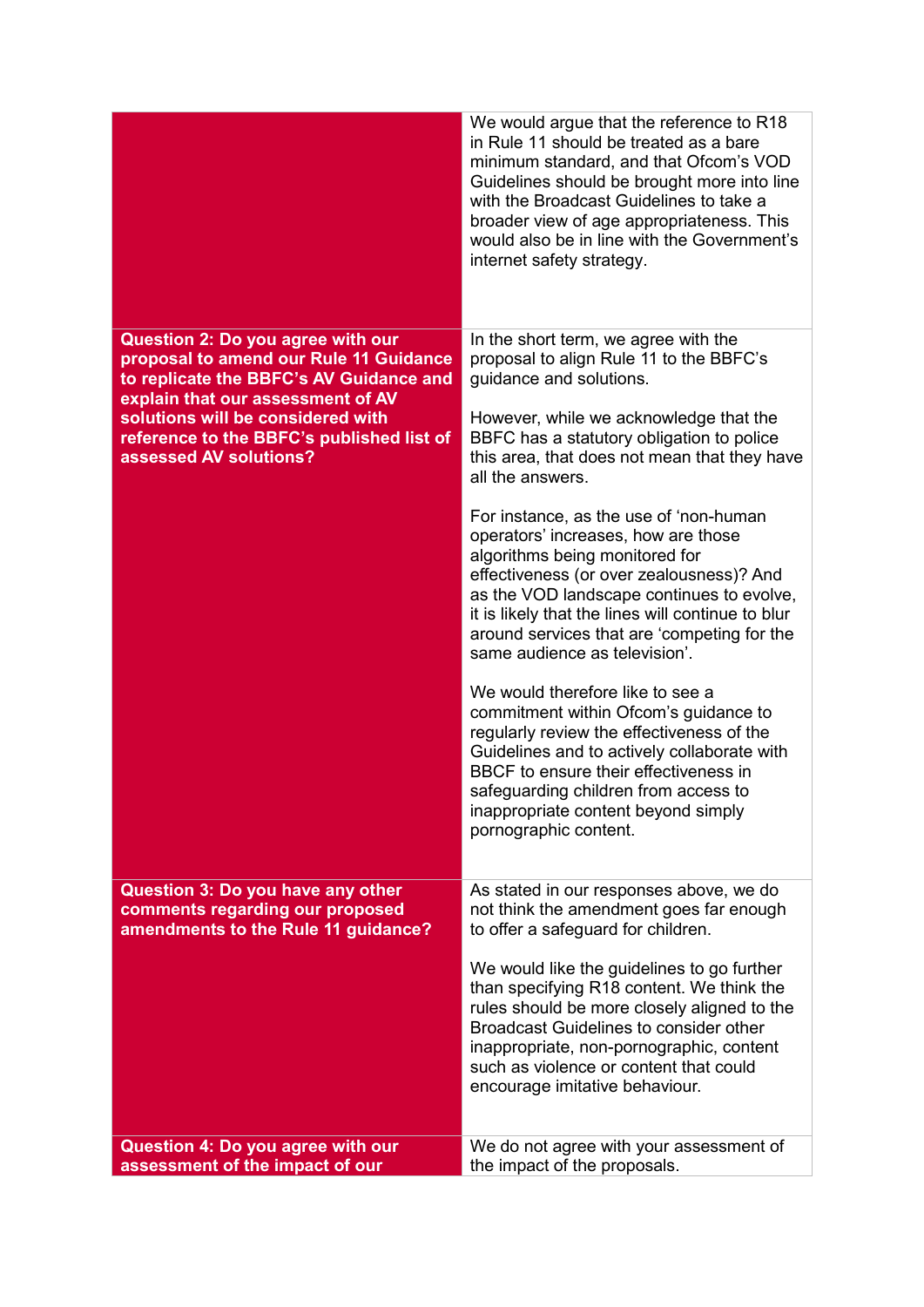| | |
|---|---|
| | We would argue that the reference to R18 in Rule 11 should be treated as a bare minimum standard, and that Ofcom's VOD Guidelines should be brought more into line with the Broadcast Guidelines to take a broader view of age appropriateness. This would also be in line with the Government's internet safety strategy. |
| **Question 2: Do you agree with our proposal to amend our Rule 11 Guidance to replicate the BBFC's AV Guidance and explain that our assessment of AV solutions will be considered with reference to the BBFC's published list of assessed AV solutions?** | In the short term, we agree with the proposal to align Rule 11 to the BBFC's guidance and solutions.<br><br>However, while we acknowledge that the BBFC has a statutory obligation to police this area, that does not mean that they have all the answers.<br><br>For instance, as the use of 'non-human operators' increases, how are those algorithms being monitored for effectiveness (or over zealousness)? And as the VOD landscape continues to evolve, it is likely that the lines will continue to blur around services that are 'competing for the same audience as television'.<br><br>We would therefore like to see a commitment within Ofcom's guidance to regularly review the effectiveness of the Guidelines and to actively collaborate with BBCF to ensure their effectiveness in safeguarding children from access to inappropriate content beyond simply pornographic content. |
| **Question 3: Do you have any other comments regarding our proposed amendments to the Rule 11 guidance?** | As stated in our responses above, we do not think the amendment goes far enough to offer a safeguard for children.<br><br>We would like the guidelines to go further than specifying R18 content. We think the rules should be more closely aligned to the Broadcast Guidelines to consider other inappropriate, non-pornographic, content such as violence or content that could encourage imitative behaviour. |
| **Question 4: Do you agree with our assessment of the impact of our** | We do not agree with your assessment of the impact of the proposals. |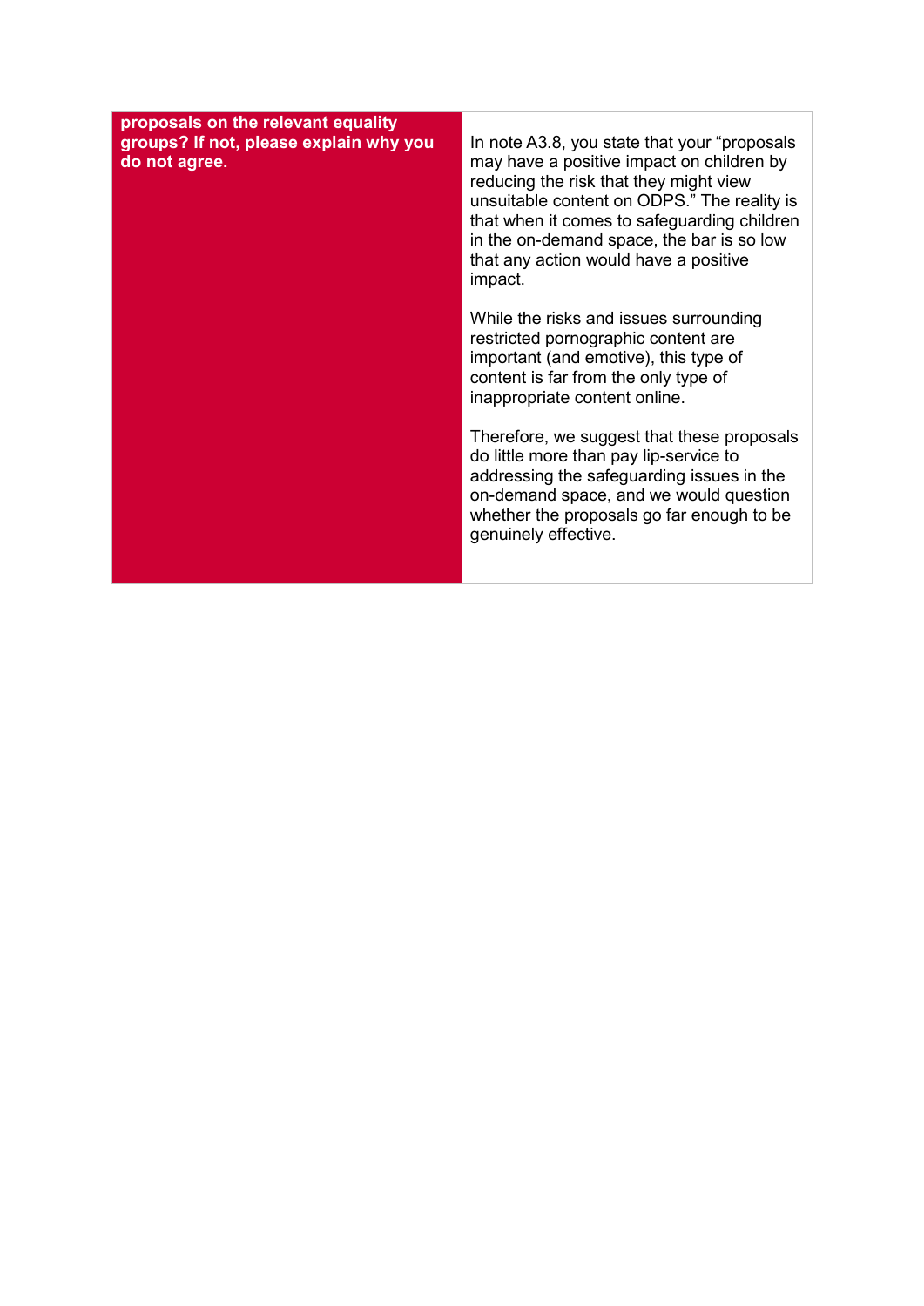| | |
|---|---|
| **proposals on the relevant equality groups? If not, please explain why you do not agree.** | In note A3.8, you state that your "proposals may have a positive impact on children by reducing the risk that they might view unsuitable content on ODPS." The reality is that when it comes to safeguarding children in the on-demand space, the bar is so low that any action would have a positive impact.<br><br>While the risks and issues surrounding restricted pornographic content are important (and emotive), this type of content is far from the only type of inappropriate content online.<br><br>Therefore, we suggest that these proposals do little more than pay lip-service to addressing the safeguarding issues in the on-demand space, and we would question whether the proposals go far enough to be genuinely effective. |